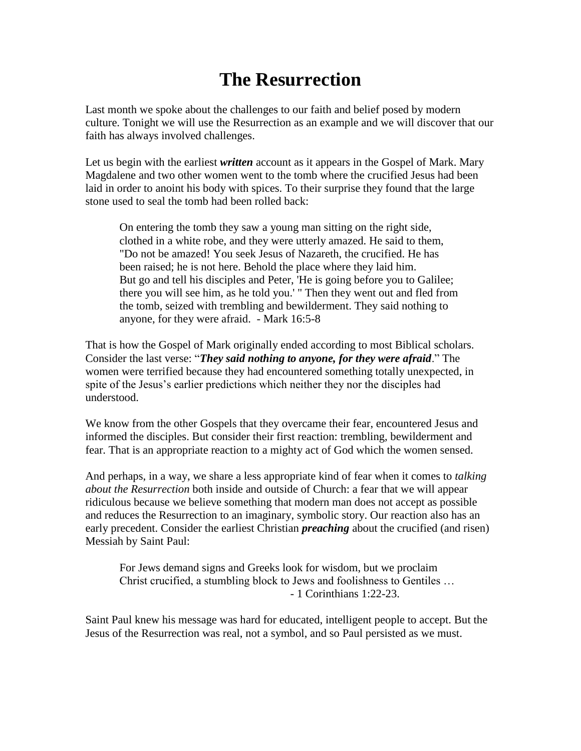# The Resurrection

Last month we spoke about the challenges to our faith and belief posed by modern culture. Tonight we will use the Resurrection as an example and we will discover that our faith has always involved challenges.

Let us begin with the earliest ***written*** account as it appears in the Gospel of Mark. Mary Magdalene and two other women went to the tomb where the crucified Jesus had been laid in order to anoint his body with spices. To their surprise they found that the large stone used to seal the tomb had been rolled back:

> On entering the tomb they saw a young man sitting on the right side, clothed in a white robe, and they were utterly amazed. He said to them, "Do not be amazed! You seek Jesus of Nazareth, the crucified. He has been raised; he is not here. Behold the place where they laid him. But go and tell his disciples and Peter, 'He is going before you to Galilee; there you will see him, as he told you.' " Then they went out and fled from the tomb, seized with trembling and bewilderment. They said nothing to anyone, for they were afraid. - Mark 16:5-8

That is how the Gospel of Mark originally ended according to most Biblical scholars. Consider the last verse: "***They said nothing to anyone, for they were afraid***." The women were terrified because they had encountered something totally unexpected, in spite of the Jesus's earlier predictions which neither they nor the disciples had understood.

We know from the other Gospels that they overcame their fear, encountered Jesus and informed the disciples. But consider their first reaction: trembling, bewilderment and fear. That is an appropriate reaction to a mighty act of God which the women sensed.

And perhaps, in a way, we share a less appropriate kind of fear when it comes to *talking about the Resurrection* both inside and outside of Church: a fear that we will appear ridiculous because we believe something that modern man does not accept as possible and reduces the Resurrection to an imaginary, symbolic story. Our reaction also has an early precedent. Consider the earliest Christian ***preaching*** about the crucified (and risen) Messiah by Saint Paul:

> For Jews demand signs and Greeks look for wisdom, but we proclaim Christ crucified, a stumbling block to Jews and foolishness to Gentiles …
> - 1 Corinthians 1:22-23.

Saint Paul knew his message was hard for educated, intelligent people to accept. But the Jesus of the Resurrection was real, not a symbol, and so Paul persisted as we must.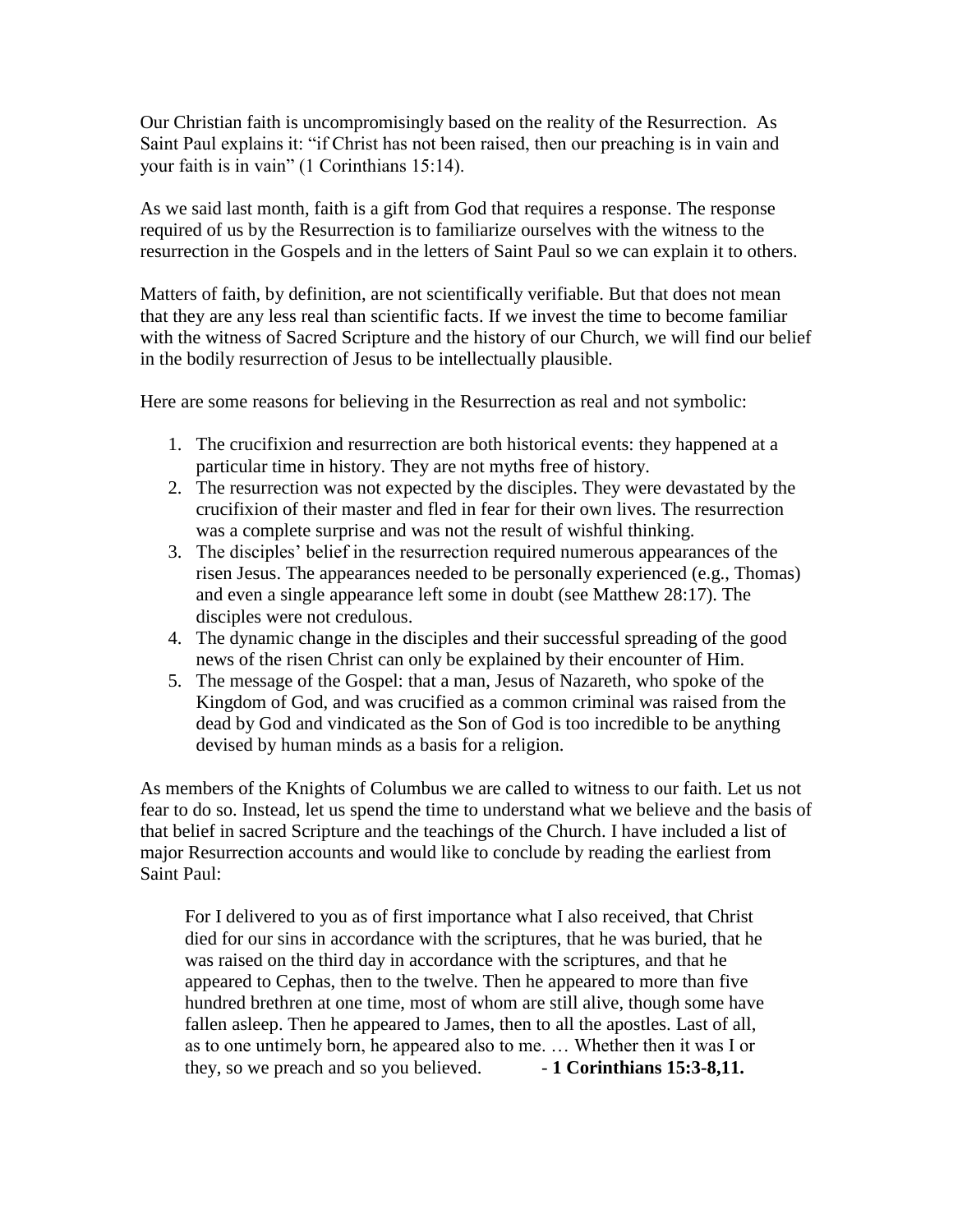Our Christian faith is uncompromisingly based on the reality of the Resurrection. As Saint Paul explains it: "if Christ has not been raised, then our preaching is in vain and your faith is in vain" (1 Corinthians 15:14).

As we said last month, faith is a gift from God that requires a response. The response required of us by the Resurrection is to familiarize ourselves with the witness to the resurrection in the Gospels and in the letters of Saint Paul so we can explain it to others.

Matters of faith, by definition, are not scientifically verifiable. But that does not mean that they are any less real than scientific facts. If we invest the time to become familiar with the witness of Sacred Scripture and the history of our Church, we will find our belief in the bodily resurrection of Jesus to be intellectually plausible.

Here are some reasons for believing in the Resurrection as real and not symbolic:

1. The crucifixion and resurrection are both historical events: they happened at a particular time in history. They are not myths free of history.
2. The resurrection was not expected by the disciples. They were devastated by the crucifixion of their master and fled in fear for their own lives. The resurrection was a complete surprise and was not the result of wishful thinking.
3. The disciples' belief in the resurrection required numerous appearances of the risen Jesus. The appearances needed to be personally experienced (e.g., Thomas) and even a single appearance left some in doubt (see Matthew 28:17). The disciples were not credulous.
4. The dynamic change in the disciples and their successful spreading of the good news of the risen Christ can only be explained by their encounter of Him.
5. The message of the Gospel: that a man, Jesus of Nazareth, who spoke of the Kingdom of God, and was crucified as a common criminal was raised from the dead by God and vindicated as the Son of God is too incredible to be anything devised by human minds as a basis for a religion.

As members of the Knights of Columbus we are called to witness to our faith. Let us not fear to do so. Instead, let us spend the time to understand what we believe and the basis of that belief in sacred Scripture and the teachings of the Church. I have included a list of major Resurrection accounts and would like to conclude by reading the earliest from Saint Paul:

> For I delivered to you as of first importance what I also received, that Christ died for our sins in accordance with the scriptures, that he was buried, that he was raised on the third day in accordance with the scriptures, and that he appeared to Cephas, then to the twelve. Then he appeared to more than five hundred brethren at one time, most of whom are still alive, though some have fallen asleep. Then he appeared to James, then to all the apostles. Last of all, as to one untimely born, he appeared also to me. … Whether then it was I or they, so we preach and so you believed. - **1 Corinthians 15:3-8,11.**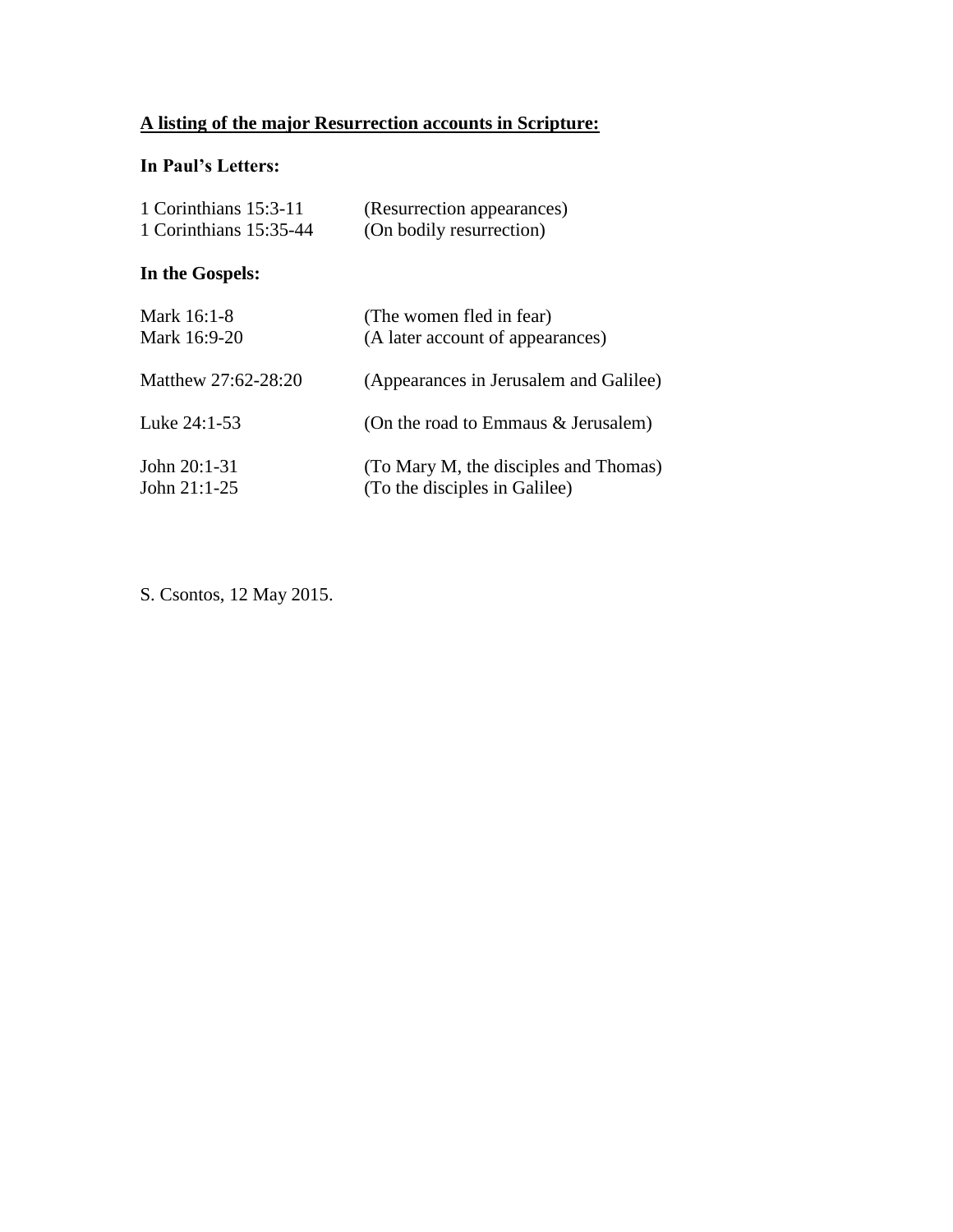**A listing of the major Resurrection accounts in Scripture:**

**In Paul's Letters:**

| | |
|---|---|
| 1 Corinthians 15:3-11 | (Resurrection appearances) |
| 1 Corinthians 15:35-44 | (On bodily resurrection) |

**In the Gospels:**

| | |
|---|---|
| Mark 16:1-8 | (The women fled in fear) |
| Mark 16:9-20 | (A later account of appearances) |
| Matthew 27:62-28:20 | (Appearances in Jerusalem and Galilee) |
| Luke 24:1-53 | (On the road to Emmaus & Jerusalem) |
| John 20:1-31 | (To Mary M, the disciples and Thomas) |
| John 21:1-25 | (To the disciples in Galilee) |

S. Csontos, 12 May 2015.